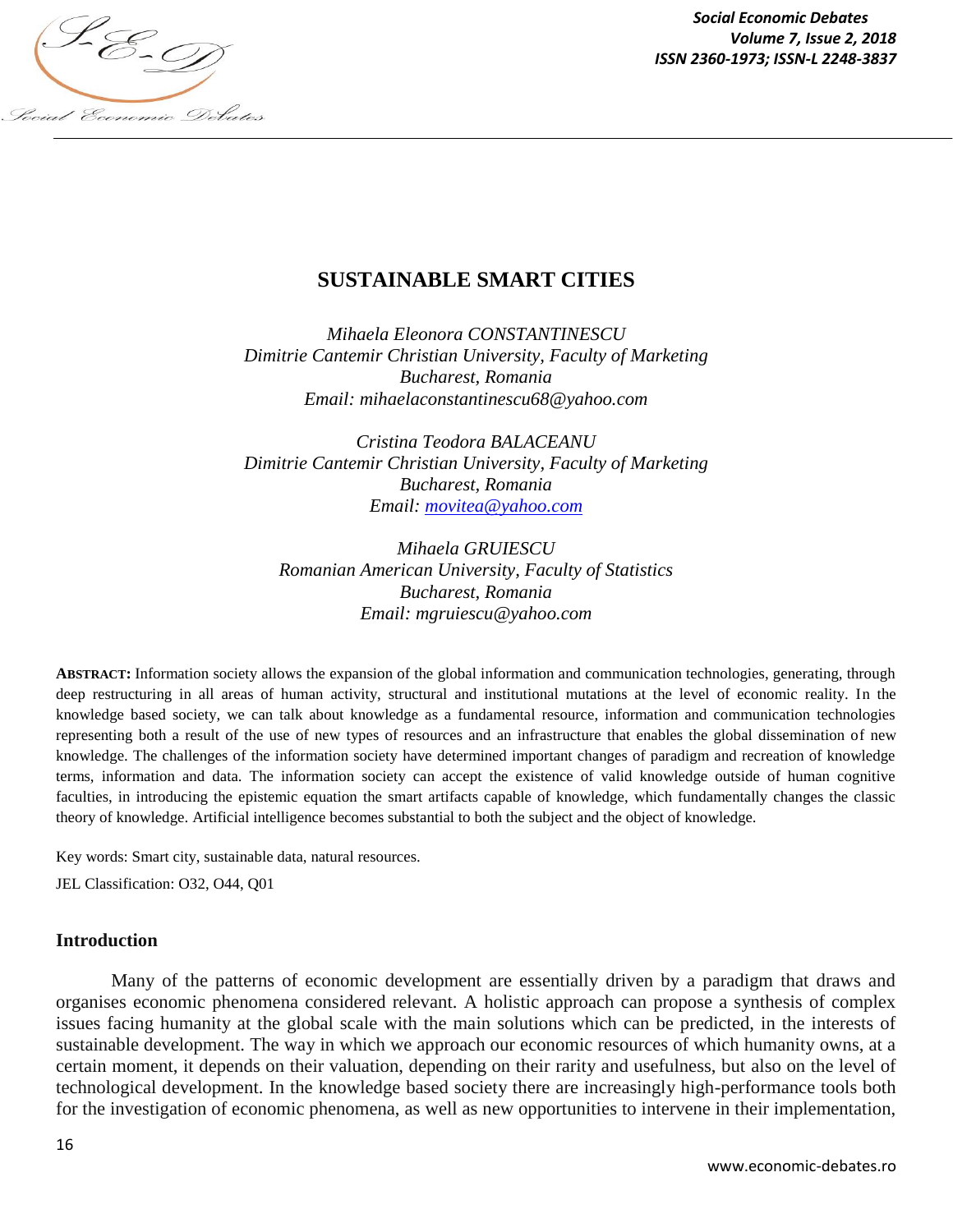# SUSTAINABLE SMART CITIES

*Mihaela Eleonora CONSTANTINESCU*
*Dimitrie Cantemir Christian University, Faculty of Marketing*
*Bucharest, Romania*
*Email: mihaelaconstantinescu68@yahoo.com*

*Cristina Teodora BALACEANU*
*Dimitrie Cantemir Christian University, Faculty of Marketing*
*Bucharest, Romania*
*Email: movitea@yahoo.com*

*Mihaela GRUIESCU*
*Romanian American University, Faculty of Statistics*
*Bucharest, Romania*
*Email: mgruiescu@yahoo.com*

**ABSTRACT:** Information society allows the expansion of the global information and communication technologies, generating, through deep restructuring in all areas of human activity, structural and institutional mutations at the level of economic reality. In the knowledge based society, we can talk about knowledge as a fundamental resource, information and communication technologies representing both a result of the use of new types of resources and an infrastructure that enables the global dissemination of new knowledge. The challenges of the information society have determined important changes of paradigm and recreation of knowledge terms, information and data. The information society can accept the existence of valid knowledge outside of human cognitive faculties, in introducing the epistemic equation the smart artifacts capable of knowledge, which fundamentally changes the classic theory of knowledge. Artificial intelligence becomes substantial to both the subject and the object of knowledge.

Key words: Smart city, sustainable data, natural resources.

JEL Classification: O32, O44, Q01

## Introduction

Many of the patterns of economic development are essentially driven by a paradigm that draws and organises economic phenomena considered relevant. A holistic approach can propose a synthesis of complex issues facing humanity at the global scale with the main solutions which can be predicted, in the interests of sustainable development. The way in which we approach our economic resources of which humanity owns, at a certain moment, it depends on their valuation, depending on their rarity and usefulness, but also on the level of technological development. In the knowledge based society there are increasingly high-performance tools both for the investigation of economic phenomena, as well as new opportunities to intervene in their implementation,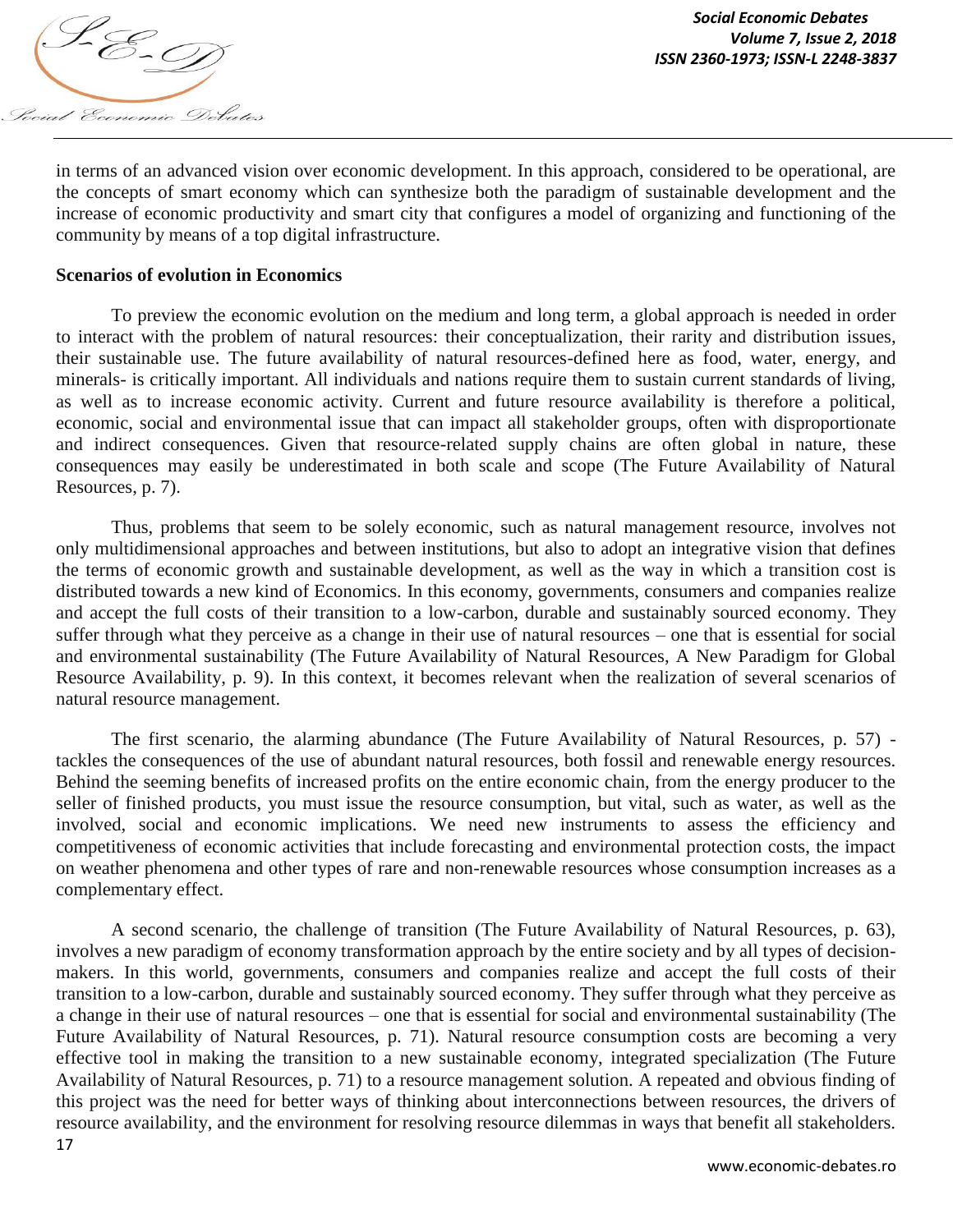in terms of an advanced vision over economic development. In this approach, considered to be operational, are the concepts of smart economy which can synthesize both the paradigm of sustainable development and the increase of economic productivity and smart city that configures a model of organizing and functioning of the community by means of a top digital infrastructure.

**Scenarios of evolution in Economics**

To preview the economic evolution on the medium and long term, a global approach is needed in order to interact with the problem of natural resources: their conceptualization, their rarity and distribution issues, their sustainable use. The future availability of natural resources-defined here as food, water, energy, and minerals- is critically important. All individuals and nations require them to sustain current standards of living, as well as to increase economic activity. Current and future resource availability is therefore a political, economic, social and environmental issue that can impact all stakeholder groups, often with disproportionate and indirect consequences. Given that resource-related supply chains are often global in nature, these consequences may easily be underestimated in both scale and scope (The Future Availability of Natural Resources, p. 7).

Thus, problems that seem to be solely economic, such as natural management resource, involves not only multidimensional approaches and between institutions, but also to adopt an integrative vision that defines the terms of economic growth and sustainable development, as well as the way in which a transition cost is distributed towards a new kind of Economics. In this economy, governments, consumers and companies realize and accept the full costs of their transition to a low-carbon, durable and sustainably sourced economy. They suffer through what they perceive as a change in their use of natural resources – one that is essential for social and environmental sustainability (The Future Availability of Natural Resources, A New Paradigm for Global Resource Availability, p. 9). In this context, it becomes relevant when the realization of several scenarios of natural resource management.

The first scenario, the alarming abundance (The Future Availability of Natural Resources, p. 57) - tackles the consequences of the use of abundant natural resources, both fossil and renewable energy resources. Behind the seeming benefits of increased profits on the entire economic chain, from the energy producer to the seller of finished products, you must issue the resource consumption, but vital, such as water, as well as the involved, social and economic implications. We need new instruments to assess the efficiency and competitiveness of economic activities that include forecasting and environmental protection costs, the impact on weather phenomena and other types of rare and non-renewable resources whose consumption increases as a complementary effect.

A second scenario, the challenge of transition (The Future Availability of Natural Resources, p. 63), involves a new paradigm of economy transformation approach by the entire society and by all types of decision-makers. In this world, governments, consumers and companies realize and accept the full costs of their transition to a low-carbon, durable and sustainably sourced economy. They suffer through what they perceive as a change in their use of natural resources – one that is essential for social and environmental sustainability (The Future Availability of Natural Resources, p. 71). Natural resource consumption costs are becoming a very effective tool in making the transition to a new sustainable economy, integrated specialization (The Future Availability of Natural Resources, p. 71) to a resource management solution. A repeated and obvious finding of this project was the need for better ways of thinking about interconnections between resources, the drivers of resource availability, and the environment for resolving resource dilemmas in ways that benefit all stakeholders.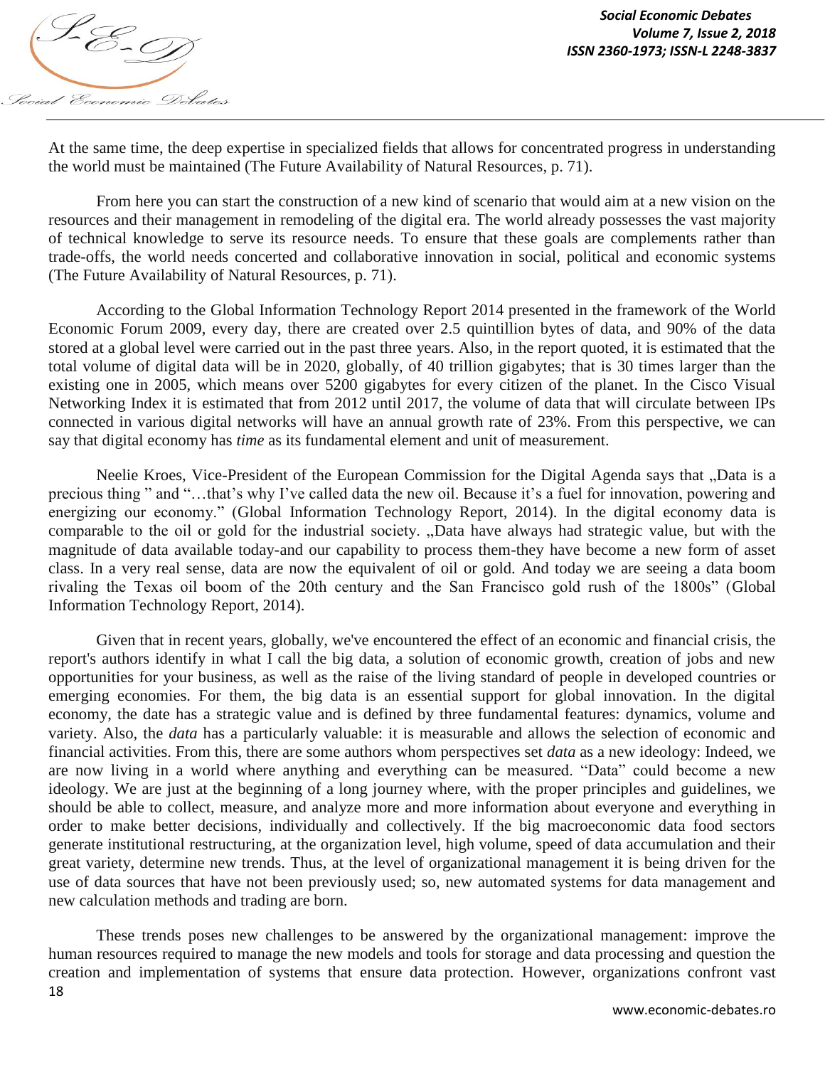At the same time, the deep expertise in specialized fields that allows for concentrated progress in understanding the world must be maintained (The Future Availability of Natural Resources, p. 71).

From here you can start the construction of a new kind of scenario that would aim at a new vision on the resources and their management in remodeling of the digital era. The world already possesses the vast majority of technical knowledge to serve its resource needs. To ensure that these goals are complements rather than trade-offs, the world needs concerted and collaborative innovation in social, political and economic systems (The Future Availability of Natural Resources, p. 71).

According to the Global Information Technology Report 2014 presented in the framework of the World Economic Forum 2009, every day, there are created over 2.5 quintillion bytes of data, and 90% of the data stored at a global level were carried out in the past three years. Also, in the report quoted, it is estimated that the total volume of digital data will be in 2020, globally, of 40 trillion gigabytes; that is 30 times larger than the existing one in 2005, which means over 5200 gigabytes for every citizen of the planet. In the Cisco Visual Networking Index it is estimated that from 2012 until 2017, the volume of data that will circulate between IPs connected in various digital networks will have an annual growth rate of 23%. From this perspective, we can say that digital economy has *time* as its fundamental element and unit of measurement.

Neelie Kroes, Vice-President of the European Commission for the Digital Agenda says that „Data is a precious thing " and "…that's why I've called data the new oil. Because it's a fuel for innovation, powering and energizing our economy." (Global Information Technology Report, 2014). In the digital economy data is comparable to the oil or gold for the industrial society. „Data have always had strategic value, but with the magnitude of data available today-and our capability to process them-they have become a new form of asset class. In a very real sense, data are now the equivalent of oil or gold. And today we are seeing a data boom rivaling the Texas oil boom of the 20th century and the San Francisco gold rush of the 1800s" (Global Information Technology Report, 2014).

Given that in recent years, globally, we've encountered the effect of an economic and financial crisis, the report's authors identify in what I call the big data, a solution of economic growth, creation of jobs and new opportunities for your business, as well as the raise of the living standard of people in developed countries or emerging economies. For them, the big data is an essential support for global innovation. In the digital economy, the date has a strategic value and is defined by three fundamental features: dynamics, volume and variety. Also, the *data* has a particularly valuable: it is measurable and allows the selection of economic and financial activities. From this, there are some authors whom perspectives set *data* as a new ideology: Indeed, we are now living in a world where anything and everything can be measured. "Data" could become a new ideology. We are just at the beginning of a long journey where, with the proper principles and guidelines, we should be able to collect, measure, and analyze more and more information about everyone and everything in order to make better decisions, individually and collectively. If the big macroeconomic data food sectors generate institutional restructuring, at the organization level, high volume, speed of data accumulation and their great variety, determine new trends. Thus, at the level of organizational management it is being driven for the use of data sources that have not been previously used; so, new automated systems for data management and new calculation methods and trading are born.

These trends poses new challenges to be answered by the organizational management: improve the human resources required to manage the new models and tools for storage and data processing and question the creation and implementation of systems that ensure data protection. However, organizations confront vast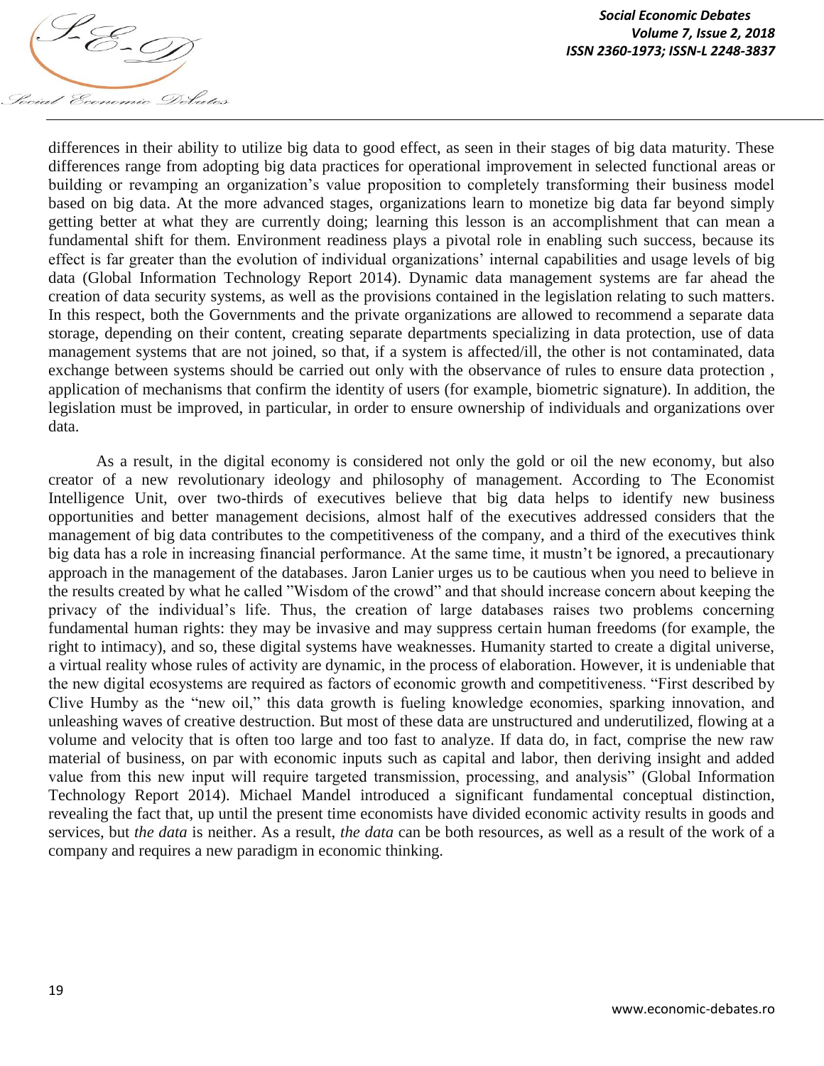differences in their ability to utilize big data to good effect, as seen in their stages of big data maturity. These differences range from adopting big data practices for operational improvement in selected functional areas or building or revamping an organization's value proposition to completely transforming their business model based on big data. At the more advanced stages, organizations learn to monetize big data far beyond simply getting better at what they are currently doing; learning this lesson is an accomplishment that can mean a fundamental shift for them. Environment readiness plays a pivotal role in enabling such success, because its effect is far greater than the evolution of individual organizations' internal capabilities and usage levels of big data (Global Information Technology Report 2014). Dynamic data management systems are far ahead the creation of data security systems, as well as the provisions contained in the legislation relating to such matters. In this respect, both the Governments and the private organizations are allowed to recommend a separate data storage, depending on their content, creating separate departments specializing in data protection, use of data management systems that are not joined, so that, if a system is affected/ill, the other is not contaminated, data exchange between systems should be carried out only with the observance of rules to ensure data protection , application of mechanisms that confirm the identity of users (for example, biometric signature). In addition, the legislation must be improved, in particular, in order to ensure ownership of individuals and organizations over data.

As a result, in the digital economy is considered not only the gold or oil the new economy, but also creator of a new revolutionary ideology and philosophy of management. According to The Economist Intelligence Unit, over two-thirds of executives believe that big data helps to identify new business opportunities and better management decisions, almost half of the executives addressed considers that the management of big data contributes to the competitiveness of the company, and a third of the executives think big data has a role in increasing financial performance. At the same time, it mustn't be ignored, a precautionary approach in the management of the databases. Jaron Lanier urges us to be cautious when you need to believe in the results created by what he called "Wisdom of the crowd" and that should increase concern about keeping the privacy of the individual's life. Thus, the creation of large databases raises two problems concerning fundamental human rights: they may be invasive and may suppress certain human freedoms (for example, the right to intimacy), and so, these digital systems have weaknesses. Humanity started to create a digital universe, a virtual reality whose rules of activity are dynamic, in the process of elaboration. However, it is undeniable that the new digital ecosystems are required as factors of economic growth and competitiveness. "First described by Clive Humby as the "new oil," this data growth is fueling knowledge economies, sparking innovation, and unleashing waves of creative destruction. But most of these data are unstructured and underutilized, flowing at a volume and velocity that is often too large and too fast to analyze. If data do, in fact, comprise the new raw material of business, on par with economic inputs such as capital and labor, then deriving insight and added value from this new input will require targeted transmission, processing, and analysis" (Global Information Technology Report 2014). Michael Mandel introduced a significant fundamental conceptual distinction, revealing the fact that, up until the present time economists have divided economic activity results in goods and services, but *the data* is neither. As a result, *the data* can be both resources, as well as a result of the work of a company and requires a new paradigm in economic thinking.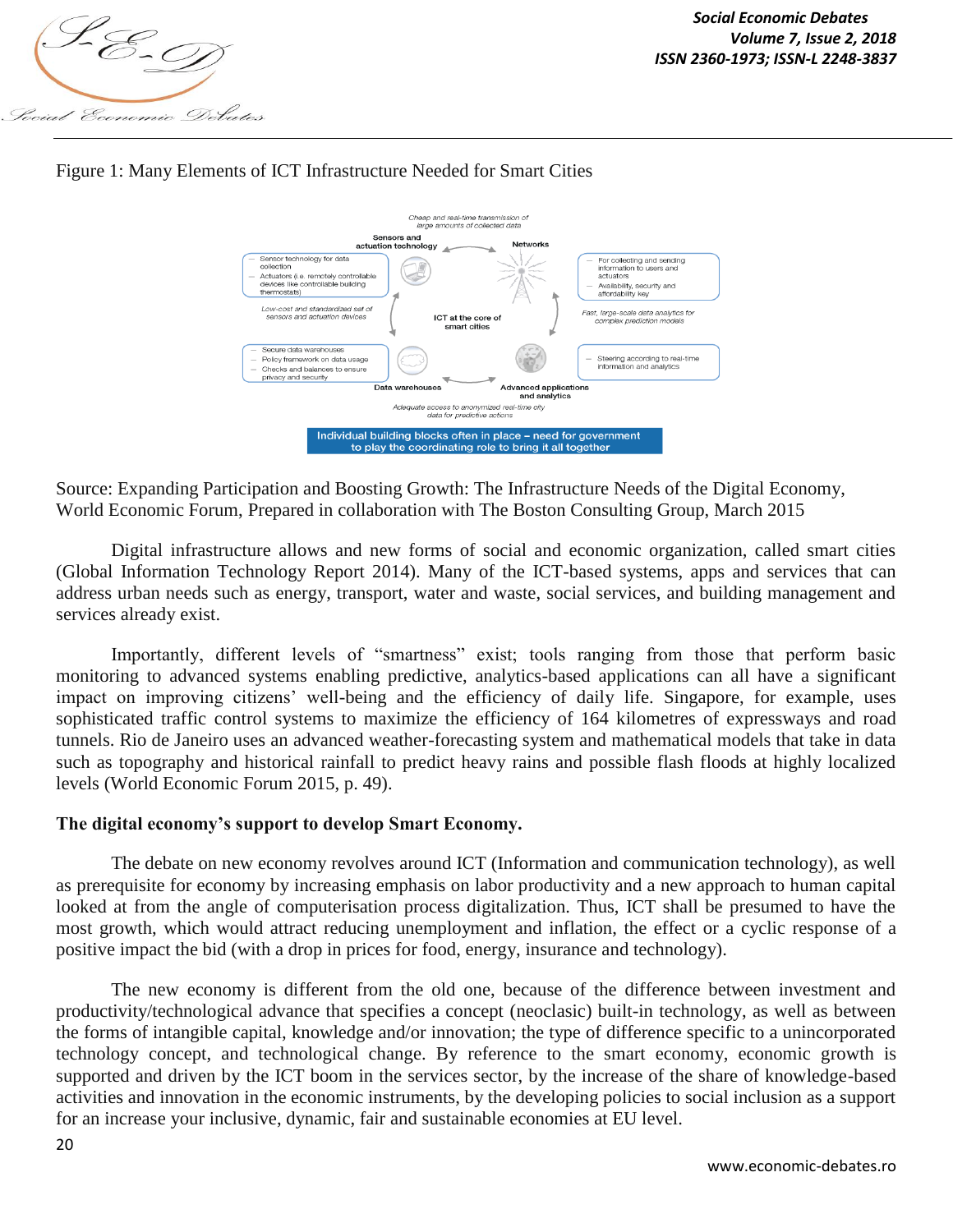Figure 1: Many Elements of ICT Infrastructure Needed for Smart Cities

Source: Expanding Participation and Boosting Growth: The Infrastructure Needs of the Digital Economy, World Economic Forum, Prepared in collaboration with The Boston Consulting Group, March 2015

Digital infrastructure allows and new forms of social and economic organization, called smart cities (Global Information Technology Report 2014). Many of the ICT-based systems, apps and services that can address urban needs such as energy, transport, water and waste, social services, and building management and services already exist.

Importantly, different levels of "smartness" exist; tools ranging from those that perform basic monitoring to advanced systems enabling predictive, analytics-based applications can all have a significant impact on improving citizens' well-being and the efficiency of daily life. Singapore, for example, uses sophisticated traffic control systems to maximize the efficiency of 164 kilometres of expressways and road tunnels. Rio de Janeiro uses an advanced weather-forecasting system and mathematical models that take in data such as topography and historical rainfall to predict heavy rains and possible flash floods at highly localized levels (World Economic Forum 2015, p. 49).

**The digital economy's support to develop Smart Economy.**

The debate on new economy revolves around ICT (Information and communication technology), as well as prerequisite for economy by increasing emphasis on labor productivity and a new approach to human capital looked at from the angle of computerisation process digitalization. Thus, ICT shall be presumed to have the most growth, which would attract reducing unemployment and inflation, the effect or a cyclic response of a positive impact the bid (with a drop in prices for food, energy, insurance and technology).

The new economy is different from the old one, because of the difference between investment and productivity/technological advance that specifies a concept (neoclasic) built-in technology, as well as between the forms of intangible capital, knowledge and/or innovation; the type of difference specific to a unincorporated technology concept, and technological change. By reference to the smart economy, economic growth is supported and driven by the ICT boom in the services sector, by the increase of the share of knowledge-based activities and innovation in the economic instruments, by the developing policies to social inclusion as a support for an increase your inclusive, dynamic, fair and sustainable economies at EU level.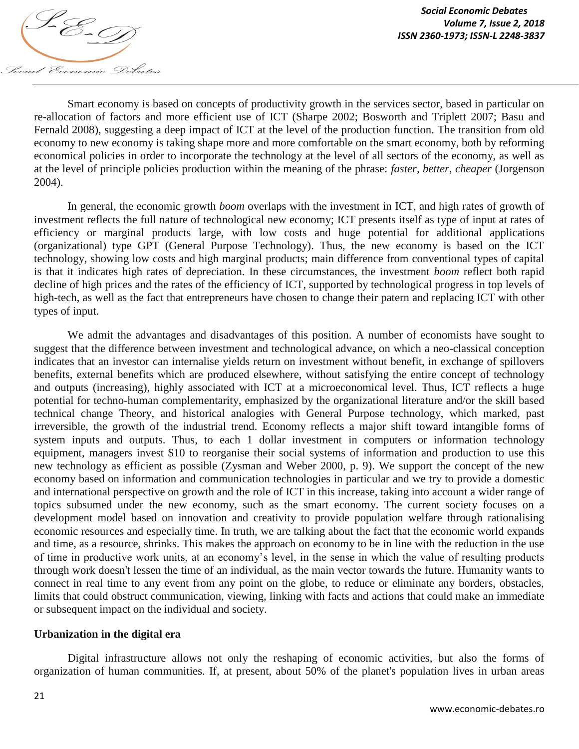Smart economy is based on concepts of productivity growth in the services sector, based in particular on re-allocation of factors and more efficient use of ICT (Sharpe 2002; Bosworth and Triplett 2007; Basu and Fernald 2008), suggesting a deep impact of ICT at the level of the production function. The transition from old economy to new economy is taking shape more and more comfortable on the smart economy, both by reforming economical policies in order to incorporate the technology at the level of all sectors of the economy, as well as at the level of principle policies production within the meaning of the phrase: *faster, better, cheaper* (Jorgenson 2004).

In general, the economic growth *boom* overlaps with the investment in ICT, and high rates of growth of investment reflects the full nature of technological new economy; ICT presents itself as type of input at rates of efficiency or marginal products large, with low costs and huge potential for additional applications (organizational) type GPT (General Purpose Technology). Thus, the new economy is based on the ICT technology, showing low costs and high marginal products; main difference from conventional types of capital is that it indicates high rates of depreciation. In these circumstances, the investment *boom* reflect both rapid decline of high prices and the rates of the efficiency of ICT, supported by technological progress in top levels of high-tech, as well as the fact that entrepreneurs have chosen to change their patern and replacing ICT with other types of input.

We admit the advantages and disadvantages of this position. A number of economists have sought to suggest that the difference between investment and technological advance, on which a neo-classical conception indicates that an investor can internalise yields return on investment without benefit, in exchange of spillovers benefits, external benefits which are produced elsewhere, without satisfying the entire concept of technology and outputs (increasing), highly associated with ICT at a microeconomical level. Thus, ICT reflects a huge potential for techno-human complementarity, emphasized by the organizational literature and/or the skill based technical change Theory, and historical analogies with General Purpose technology, which marked, past irreversible, the growth of the industrial trend. Economy reflects a major shift toward intangible forms of system inputs and outputs. Thus, to each 1 dollar investment in computers or information technology equipment, managers invest $10 to reorganise their social systems of information and production to use this new technology as efficient as possible (Zysman and Weber 2000, p. 9). We support the concept of the new economy based on information and communication technologies in particular and we try to provide a domestic and international perspective on growth and the role of ICT in this increase, taking into account a wider range of topics subsumed under the new economy, such as the smart economy. The current society focuses on a development model based on innovation and creativity to provide population welfare through rationalising economic resources and especially time. In truth, we are talking about the fact that the economic world expands and time, as a resource, shrinks. This makes the approach on economy to be in line with the reduction in the use of time in productive work units, at an economy's level, in the sense in which the value of resulting products through work doesn't lessen the time of an individual, as the main vector towards the future. Humanity wants to connect in real time to any event from any point on the globe, to reduce or eliminate any borders, obstacles, limits that could obstruct communication, viewing, linking with facts and actions that could make an immediate or subsequent impact on the individual and society.

## Urbanization in the digital era

Digital infrastructure allows not only the reshaping of economic activities, but also the forms of organization of human communities. If, at present, about 50% of the planet's population lives in urban areas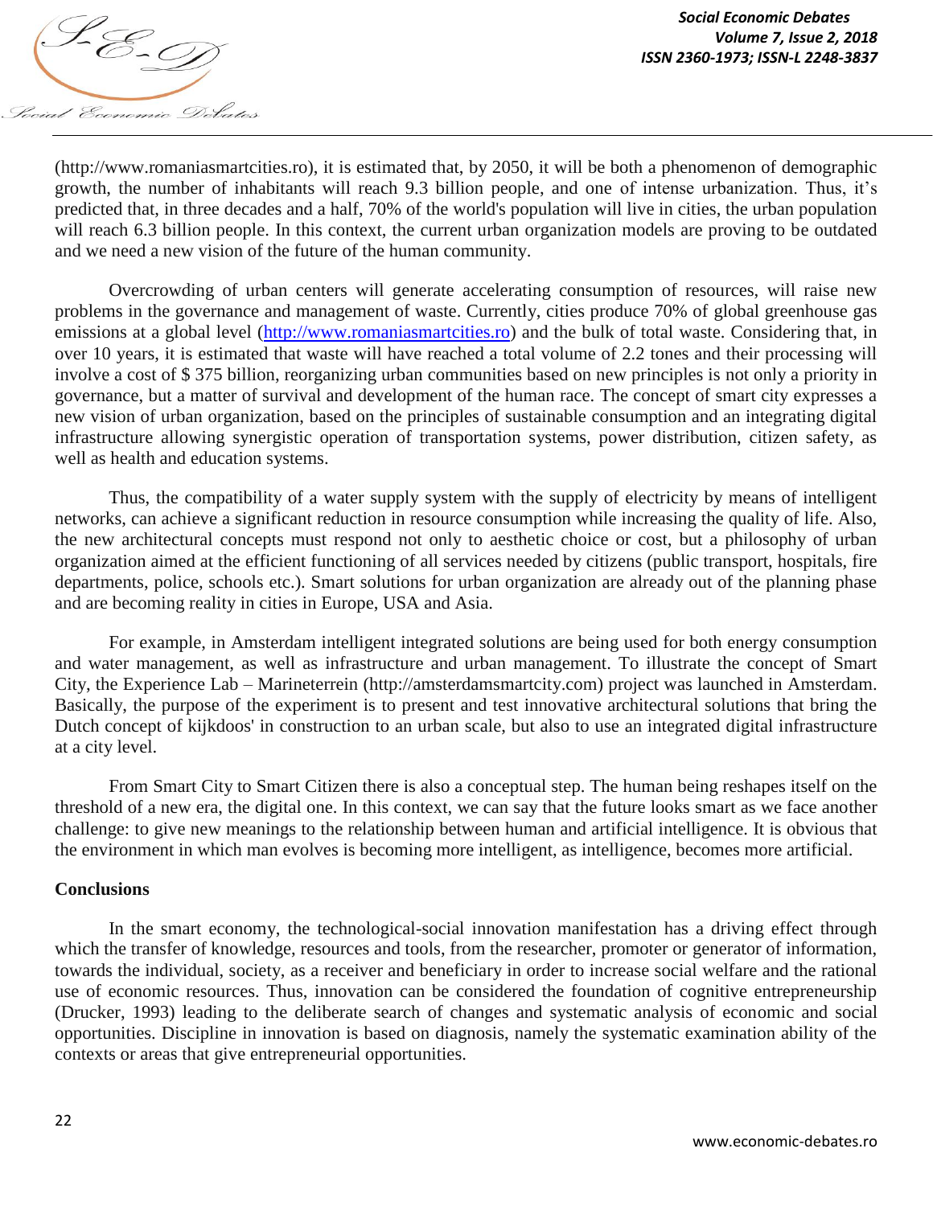(http://www.romaniasmartcities.ro), it is estimated that, by 2050, it will be both a phenomenon of demographic growth, the number of inhabitants will reach 9.3 billion people, and one of intense urbanization. Thus, it's predicted that, in three decades and a half, 70% of the world's population will live in cities, the urban population will reach 6.3 billion people. In this context, the current urban organization models are proving to be outdated and we need a new vision of the future of the human community.

Overcrowding of urban centers will generate accelerating consumption of resources, will raise new problems in the governance and management of waste. Currently, cities produce 70% of global greenhouse gas emissions at a global level (http://www.romaniasmartcities.ro) and the bulk of total waste. Considering that, in over 10 years, it is estimated that waste will have reached a total volume of 2.2 tones and their processing will involve a cost of $ 375 billion, reorganizing urban communities based on new principles is not only a priority in governance, but a matter of survival and development of the human race. The concept of smart city expresses a new vision of urban organization, based on the principles of sustainable consumption and an integrating digital infrastructure allowing synergistic operation of transportation systems, power distribution, citizen safety, as well as health and education systems.

Thus, the compatibility of a water supply system with the supply of electricity by means of intelligent networks, can achieve a significant reduction in resource consumption while increasing the quality of life. Also, the new architectural concepts must respond not only to aesthetic choice or cost, but a philosophy of urban organization aimed at the efficient functioning of all services needed by citizens (public transport, hospitals, fire departments, police, schools etc.). Smart solutions for urban organization are already out of the planning phase and are becoming reality in cities in Europe, USA and Asia.

For example, in Amsterdam intelligent integrated solutions are being used for both energy consumption and water management, as well as infrastructure and urban management. To illustrate the concept of Smart City, the Experience Lab – Marineterrein (http://amsterdamsmartcity.com) project was launched in Amsterdam. Basically, the purpose of the experiment is to present and test innovative architectural solutions that bring the Dutch concept of kijkdoos' in construction to an urban scale, but also to use an integrated digital infrastructure at a city level.

From Smart City to Smart Citizen there is also a conceptual step. The human being reshapes itself on the threshold of a new era, the digital one. In this context, we can say that the future looks smart as we face another challenge: to give new meanings to the relationship between human and artificial intelligence. It is obvious that the environment in which man evolves is becoming more intelligent, as intelligence, becomes more artificial.

## Conclusions

In the smart economy, the technological-social innovation manifestation has a driving effect through which the transfer of knowledge, resources and tools, from the researcher, promoter or generator of information, towards the individual, society, as a receiver and beneficiary in order to increase social welfare and the rational use of economic resources. Thus, innovation can be considered the foundation of cognitive entrepreneurship (Drucker, 1993) leading to the deliberate search of changes and systematic analysis of economic and social opportunities. Discipline in innovation is based on diagnosis, namely the systematic examination ability of the contexts or areas that give entrepreneurial opportunities.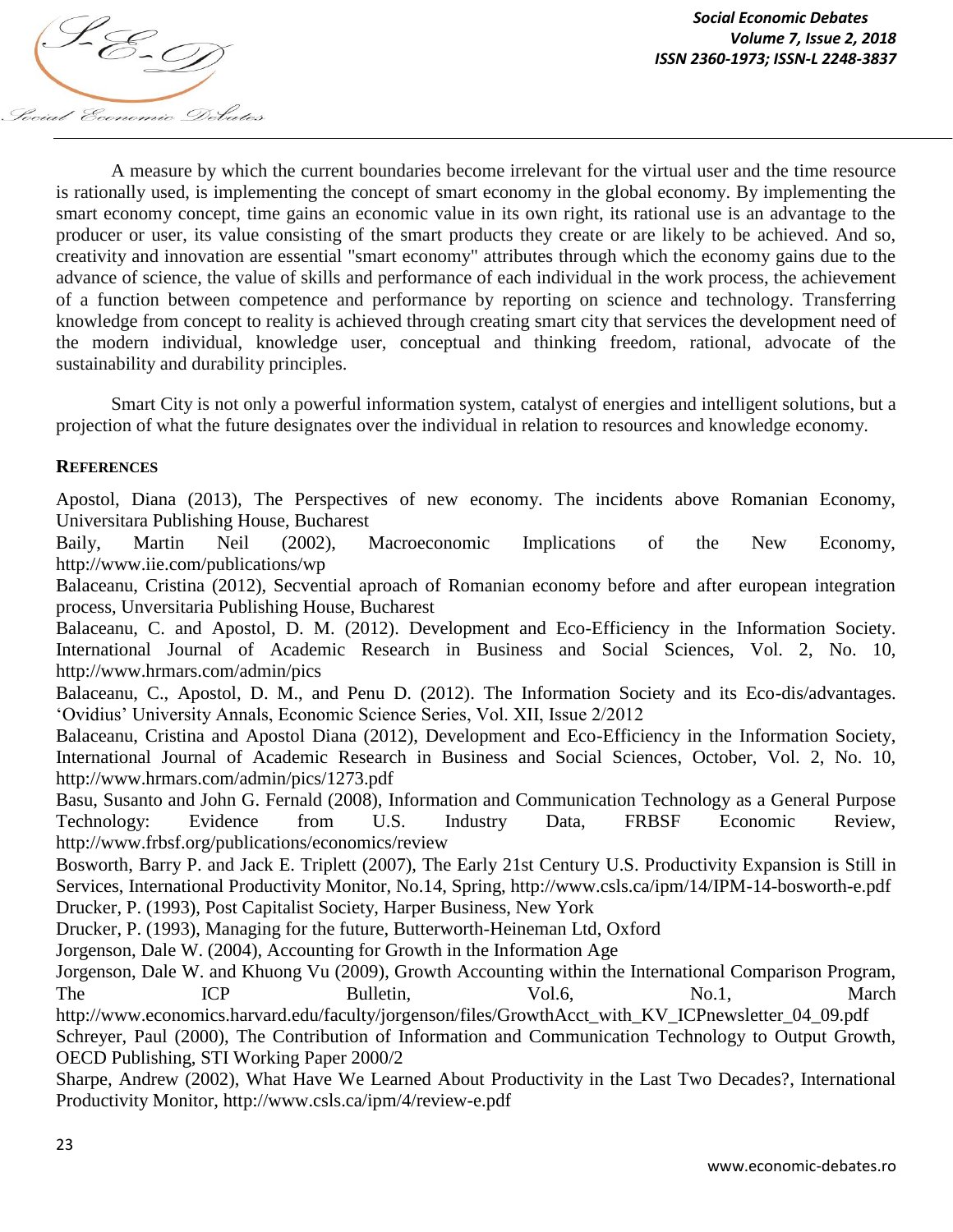A measure by which the current boundaries become irrelevant for the virtual user and the time resource is rationally used, is implementing the concept of smart economy in the global economy. By implementing the smart economy concept, time gains an economic value in its own right, its rational use is an advantage to the producer or user, its value consisting of the smart products they create or are likely to be achieved. And so, creativity and innovation are essential "smart economy" attributes through which the economy gains due to the advance of science, the value of skills and performance of each individual in the work process, the achievement of a function between competence and performance by reporting on science and technology. Transferring knowledge from concept to reality is achieved through creating smart city that services the development need of the modern individual, knowledge user, conceptual and thinking freedom, rational, advocate of the sustainability and durability principles.

Smart City is not only a powerful information system, catalyst of energies and intelligent solutions, but a projection of what the future designates over the individual in relation to resources and knowledge economy.

## References

Apostol, Diana (2013), The Perspectives of new economy. The incidents above Romanian Economy, Universitara Publishing House, Bucharest

Baily, Martin Neil (2002), Macroeconomic Implications of the New Economy, http://www.iie.com/publications/wp

Balaceanu, Cristina (2012), Secvential aproach of Romanian economy before and after european integration process, Unversitaria Publishing House, Bucharest

Balaceanu, C. and Apostol, D. M. (2012). Development and Eco-Efficiency in the Information Society. International Journal of Academic Research in Business and Social Sciences, Vol. 2, No. 10, http://www.hrmars.com/admin/pics

Balaceanu, C., Apostol, D. M., and Penu D. (2012). The Information Society and its Eco-dis/advantages. 'Ovidius' University Annals, Economic Science Series, Vol. XII, Issue 2/2012

Balaceanu, Cristina and Apostol Diana (2012), Development and Eco-Efficiency in the Information Society, International Journal of Academic Research in Business and Social Sciences, October, Vol. 2, No. 10, http://www.hrmars.com/admin/pics/1273.pdf

Basu, Susanto and John G. Fernald (2008), Information and Communication Technology as a General Purpose Technology: Evidence from U.S. Industry Data, FRBSF Economic Review, http://www.frbsf.org/publications/economics/review

Bosworth, Barry P. and Jack E. Triplett (2007), The Early 21st Century U.S. Productivity Expansion is Still in Services, International Productivity Monitor, No.14, Spring, http://www.csls.ca/ipm/14/IPM-14-bosworth-e.pdf

Drucker, P. (1993), Post Capitalist Society, Harper Business, New York

Drucker, P. (1993), Managing for the future, Butterworth-Heineman Ltd, Oxford

Jorgenson, Dale W. (2004), Accounting for Growth in the Information Age

Jorgenson, Dale W. and Khuong Vu (2009), Growth Accounting within the International Comparison Program, The ICP Bulletin, Vol.6, No.1, March http://www.economics.harvard.edu/faculty/jorgenson/files/GrowthAcct_with_KV_ICPnewsletter_04_09.pdf

Schreyer, Paul (2000), The Contribution of Information and Communication Technology to Output Growth, OECD Publishing, STI Working Paper 2000/2

Sharpe, Andrew (2002), What Have We Learned About Productivity in the Last Two Decades?, International Productivity Monitor, http://www.csls.ca/ipm/4/review-e.pdf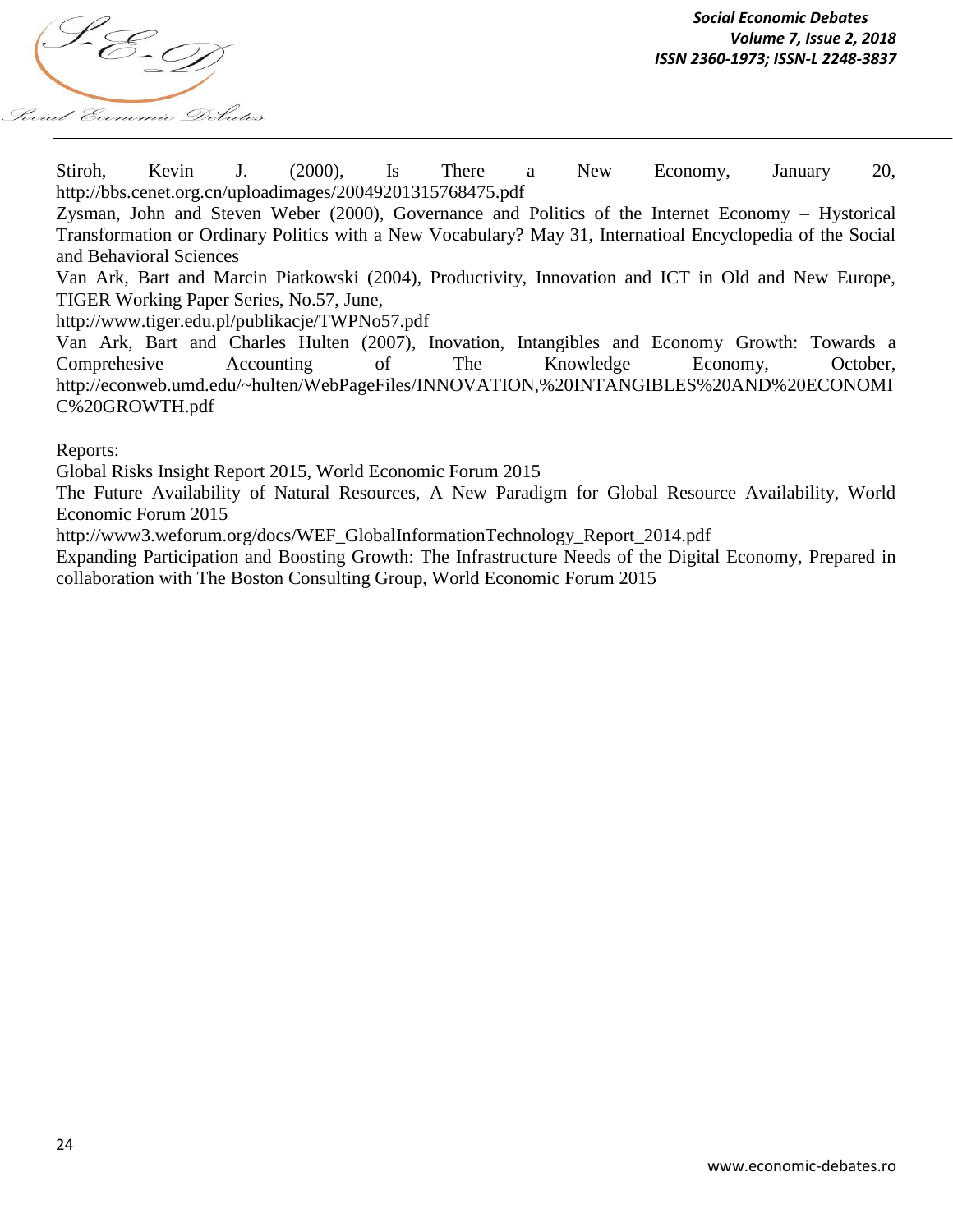Stiroh, Kevin J. (2000), Is There a New Economy, January 20, http://bbs.cenet.org.cn/uploadimages/20049201315768475.pdf

Zysman, John and Steven Weber (2000), Governance and Politics of the Internet Economy – Hystorical Transformation or Ordinary Politics with a New Vocabulary? May 31, Internatioal Encyclopedia of the Social and Behavioral Sciences

Van Ark, Bart and Marcin Piatkowski (2004), Productivity, Innovation and ICT in Old and New Europe, TIGER Working Paper Series, No.57, June, http://www.tiger.edu.pl/publikacje/TWPNo57.pdf

Van Ark, Bart and Charles Hulten (2007), Inovation, Intangibles and Economy Growth: Towards a Comprehesive Accounting of The Knowledge Economy, October, http://econweb.umd.edu/~hulten/WebPageFiles/INNOVATION,%20INTANGIBLES%20AND%20ECONOMIC%20GROWTH.pdf

Reports:

Global Risks Insight Report 2015, World Economic Forum 2015

The Future Availability of Natural Resources, A New Paradigm for Global Resource Availability, World Economic Forum 2015

http://www3.weforum.org/docs/WEF_GlobalInformationTechnology_Report_2014.pdf

Expanding Participation and Boosting Growth: The Infrastructure Needs of the Digital Economy, Prepared in collaboration with The Boston Consulting Group, World Economic Forum 2015